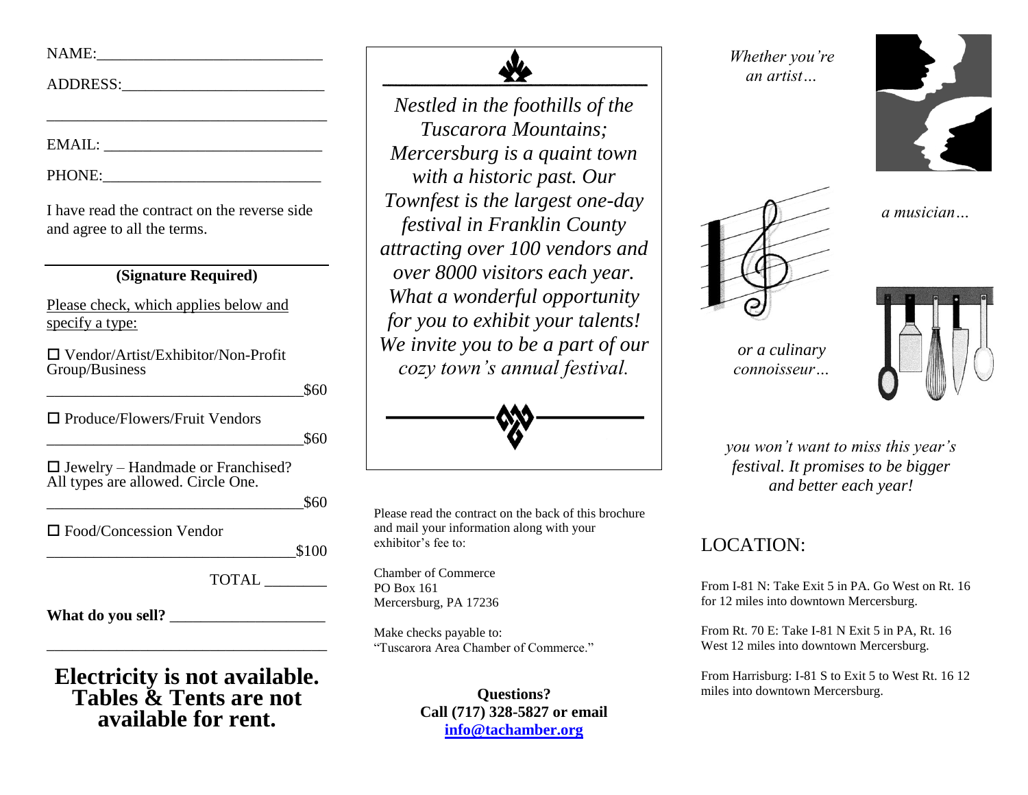NAME:______________________________

ADDRESS:__________________________

_____________________________________

EMAIL: _____________________________

PHONE:_____________________________

I have read the contract on the reverse side and agree to all the terms.

_____________________________________

**(Signature Required)**

Please check, which applies below and specify a type:

☐ Vendor/Artist/Exhibitor/Non-Profit Group/Business

__________________________________$60

☐ Produce/Flowers/Fruit Vendors

__________________________________$60

☐ Jewelry – Handmade or Franchised? All types are allowed. Circle One.

__________________________________$60

☐ Food/Concession Vendor

_________________________________$100

TOTAL ________

**What do you sell?** ____________________

_____________________________________

**Electricity is not available. Tables & Tents are not available for rent.**

*Nestled in the foothills of the Tuscarora Mountains; Mercersburg is a quaint town with a historic past. Our Townfest is the largest one-day festival in Franklin County attracting over 100 vendors and over 8000 visitors each year. What a wonderful opportunity for you to exhibit your talents! We invite you to be a part of our cozy town's annual festival.*

Please read the contract on the back of this brochure and mail your information along with your exhibitor's fee to:

Chamber of Commerce
PO Box 161
Mercersburg, PA 17236

Make checks payable to:
"Tuscarora Area Chamber of Commerce."

**Questions?**
**Call (717) 328-5827 or email [info@tachamber.org](mailto:info@tachamber.org)**

*Whether you're an artist…*

*a musician…*

*or a culinary connoisseur…*

*you won't want to miss this year's festival. It promises to be bigger and better each year!*

## LOCATION:

From I-81 N: Take Exit 5 in PA. Go West on Rt. 16 for 12 miles into downtown Mercersburg.

From Rt. 70 E: Take I-81 N Exit 5 in PA, Rt. 16 West 12 miles into downtown Mercersburg.

From Harrisburg: I-81 S to Exit 5 to West Rt. 16 12 miles into downtown Mercersburg.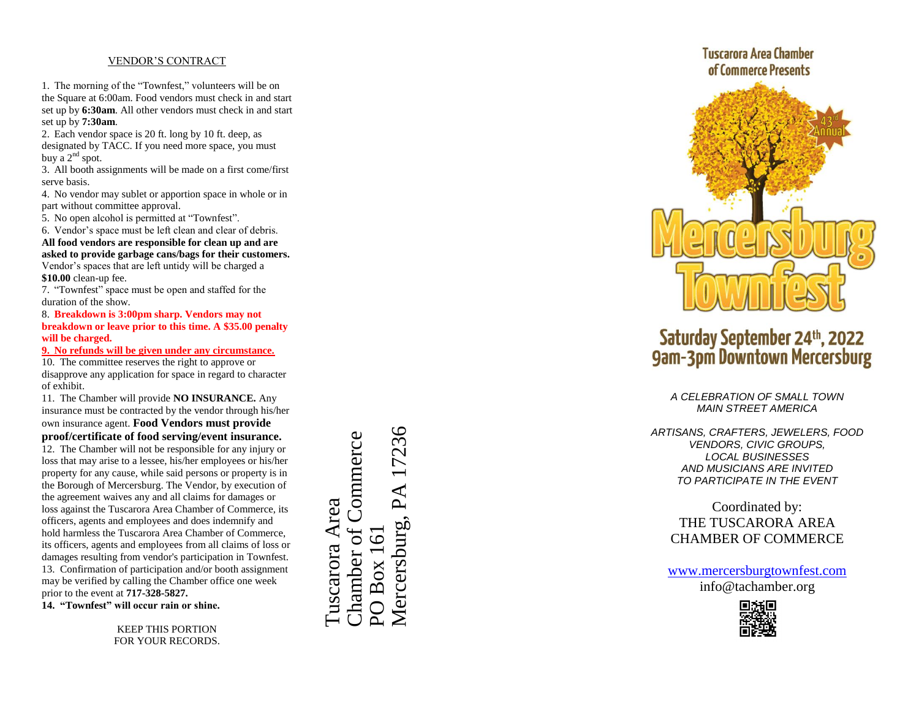## VENDOR'S CONTRACT

1. The morning of the "Townfest," volunteers will be on the Square at 6:00am. Food vendors must check in and start set up by **6:30am**. All other vendors must check in and start set up by **7:30am**.
2. Each vendor space is 20 ft. long by 10 ft. deep, as designated by TACC. If you need more space, you must buy a 2nd spot.
3. All booth assignments will be made on a first come/first serve basis.
4. No vendor may sublet or apportion space in whole or in part without committee approval.
5. No open alcohol is permitted at "Townfest".
6. Vendor's space must be left clean and clear of debris. **All food vendors are responsible for clean up and are asked to provide garbage cans/bags for their customers.** Vendor's spaces that are left untidy will be charged a **$10.00** clean-up fee.
7. "Townfest" space must be open and staffed for the duration of the show.
8. **Breakdown is 3:00pm sharp. Vendors may not breakdown or leave prior to this time. A $35.00 penalty will be charged.**
9. **No refunds will be given under any circumstance.**
10. The committee reserves the right to approve or disapprove any application for space in regard to character of exhibit.
11. The Chamber will provide **NO INSURANCE.** Any insurance must be contracted by the vendor through his/her own insurance agent. **Food Vendors must provide proof/certificate of food serving/event insurance.**
12. The Chamber will not be responsible for any injury or loss that may arise to a lessee, his/her employees or his/her property for any cause, while said persons or property is in the Borough of Mercersburg. The Vendor, by execution of the agreement waives any and all claims for damages or loss against the Tuscarora Area Chamber of Commerce, its officers, agents and employees and does indemnify and hold harmless the Tuscarora Area Chamber of Commerce, its officers, agents and employees from all claims of loss or damages resulting from vendor's participation in Townfest.
13. Confirmation of participation and/or booth assignment may be verified by calling the Chamber office one week prior to the event at **717-328-5827.**
14. **"Townfest" will occur rain or shine.**

KEEP THIS PORTION
FOR YOUR RECORDS.

Tuscarora Area
Chamber of Commerce
PO Box 161
Mercersburg, PA 17236

Tuscarora Area Chamber of Commerce Presents

43rd Annual

# Mercersburg Townfest

## Saturday September 24th, 2022
## 9am-3pm Downtown Mercersburg

*A CELEBRATION OF SMALL TOWN MAIN STREET AMERICA*

*ARTISANS, CRAFTERS, JEWELERS, FOOD VENDORS, CIVIC GROUPS, LOCAL BUSINESSES AND MUSICIANS ARE INVITED TO PARTICIPATE IN THE EVENT*

Coordinated by:
THE TUSCARORA AREA CHAMBER OF COMMERCE

www.mercersburgtownfest.com
info@tachamber.org